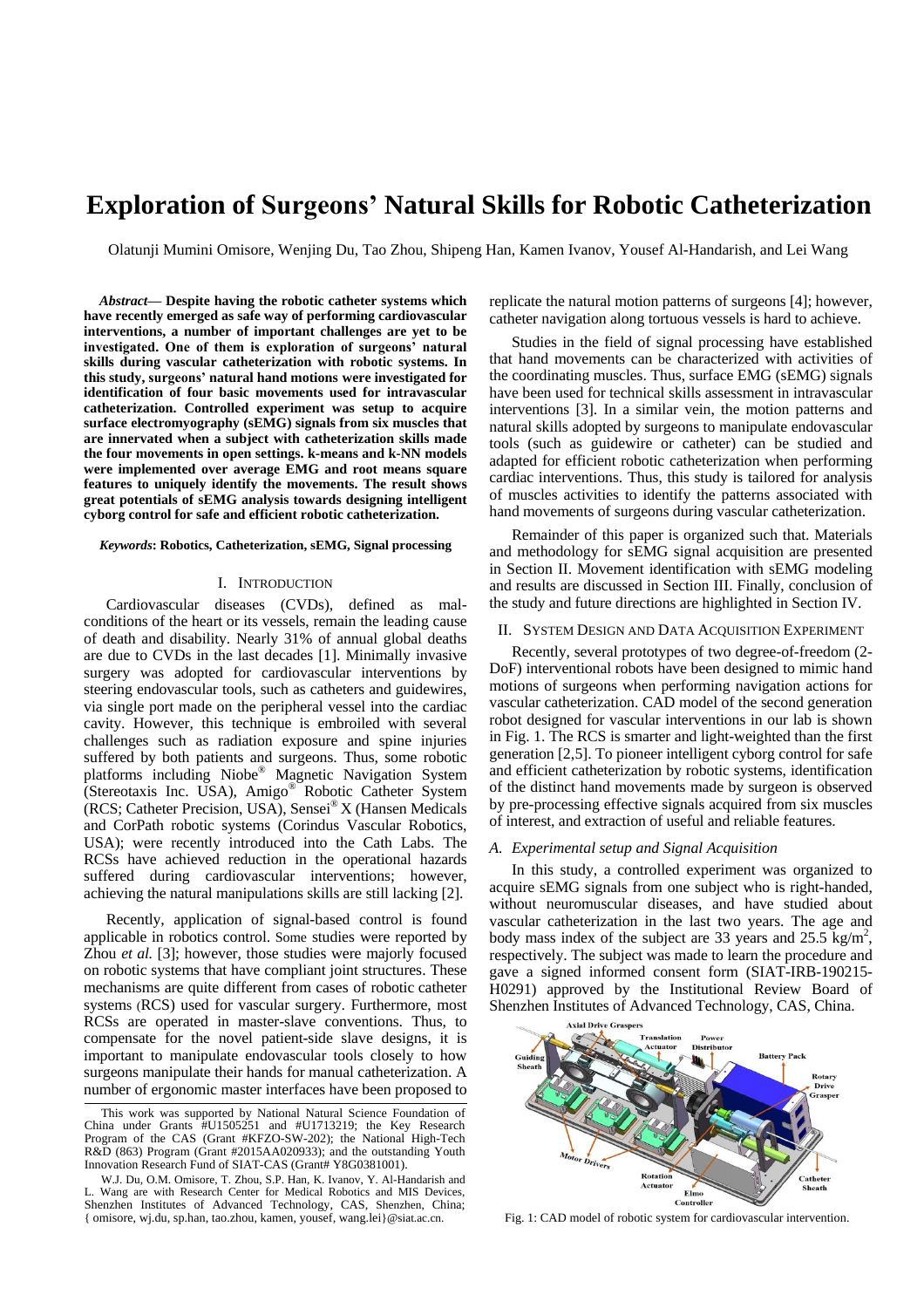# Exploration of Surgeons' Natural Skills for Robotic Catheterization

Olatunji Mumini Omisore, Wenjing Du, Tao Zhou, Shipeng Han, Kamen Ivanov, Yousef Al-Handarish, and Lei Wang

***Abstract*— Despite having the robotic catheter systems which have recently emerged as safe way of performing cardiovascular interventions, a number of important challenges are yet to be investigated. One of them is exploration of surgeons' natural skills during vascular catheterization with robotic systems. In this study, surgeons' natural hand motions were investigated for identification of four basic movements used for intravascular catheterization. Controlled experiment was setup to acquire surface electromyography (sEMG) signals from six muscles that are innervated when a subject with catheterization skills made the four movements in open settings. k-means and k-NN models were implemented over average EMG and root means square features to uniquely identify the movements. The result shows great potentials of sEMG analysis towards designing intelligent cyborg control for safe and efficient robotic catheterization.**

***Keywords*: Robotics, Catheterization, sEMG, Signal processing**

## I. Introduction

Cardiovascular diseases (CVDs), defined as mal-conditions of the heart or its vessels, remain the leading cause of death and disability. Nearly 31% of annual global deaths are due to CVDs in the last decades [1]. Minimally invasive surgery was adopted for cardiovascular interventions by steering endovascular tools, such as catheters and guidewires, via single port made on the peripheral vessel into the cardiac cavity. However, this technique is embroiled with several challenges such as radiation exposure and spine injuries suffered by both patients and surgeons. Thus, some robotic platforms including Niobe® Magnetic Navigation System (Stereotaxis Inc. USA), Amigo® Robotic Catheter System (RCS; Catheter Precision, USA), Sensei® X (Hansen Medicals and CorPath robotic systems (Corindus Vascular Robotics, USA); were recently introduced into the Cath Labs. The RCSs have achieved reduction in the operational hazards suffered during cardiovascular interventions; however, achieving the natural manipulations skills are still lacking [2].

Recently, application of signal-based control is found applicable in robotics control. Some studies were reported by Zhou *et al.* [3]; however, those studies were majorly focused on robotic systems that have compliant joint structures. These mechanisms are quite different from cases of robotic catheter systems (RCS) used for vascular surgery. Furthermore, most RCSs are operated in master-slave conventions. Thus, to compensate for the novel patient-side slave designs, it is important to manipulate endovascular tools closely to how surgeons manipulate their hands for manual catheterization. A number of ergonomic master interfaces have been proposed to replicate the natural motion patterns of surgeons [4]; however, catheter navigation along tortuous vessels is hard to achieve.

Studies in the field of signal processing have established that hand movements can be characterized with activities of the coordinating muscles. Thus, surface EMG (sEMG) signals have been used for technical skills assessment in intravascular interventions [3]. In a similar vein, the motion patterns and natural skills adopted by surgeons to manipulate endovascular tools (such as guidewire or catheter) can be studied and adapted for efficient robotic catheterization when performing cardiac interventions. Thus, this study is tailored for analysis of muscles activities to identify the patterns associated with hand movements of surgeons during vascular catheterization.

Remainder of this paper is organized such that. Materials and methodology for sEMG signal acquisition are presented in Section II. Movement identification with sEMG modeling and results are discussed in Section III. Finally, conclusion of the study and future directions are highlighted in Section IV.

## II. System Design and Data Acquisition Experiment

Recently, several prototypes of two degree-of-freedom (2-DoF) interventional robots have been designed to mimic hand motions of surgeons when performing navigation actions for vascular catheterization. CAD model of the second generation robot designed for vascular interventions in our lab is shown in Fig. 1. The RCS is smarter and light-weighted than the first generation [2,5]. To pioneer intelligent cyborg control for safe and efficient catheterization by robotic systems, identification of the distinct hand movements made by surgeon is observed by pre-processing effective signals acquired from six muscles of interest, and extraction of useful and reliable features.

### *A. Experimental setup and Signal Acquisition*

In this study, a controlled experiment was organized to acquire sEMG signals from one subject who is right-handed, without neuromuscular diseases, and have studied about vascular catheterization in the last two years. The age and body mass index of the subject are 33 years and 25.5 $kg/m^2$, respectively. The subject was made to learn the procedure and gave a signed informed consent form (SIAT-IRB-190215-H0291) approved by the Institutional Review Board of Shenzhen Institutes of Advanced Technology, CAS, China.

Fig. 1: CAD model of robotic system for cardiovascular intervention.

This work was supported by National Natural Science Foundation of China under Grants #U1505251 and #U1713219; the Key Research Program of the CAS (Grant #KFZO-SW-202); the National High-Tech R&D (863) Program (Grant #2015AA020933); and the outstanding Youth Innovation Research Fund of SIAT-CAS (Grant# Y8G0381001).

W.J. Du, O.M. Omisore, T. Zhou, S.P. Han, K. Ivanov, Y. Al-Handarish and L. Wang are with Research Center for Medical Robotics and MIS Devices, Shenzhen Institutes of Advanced Technology, CAS, Shenzhen, China; { omisore, wj.du, sp.han, tao.zhou, kamen, yousef, wang.lei}@siat.ac.cn.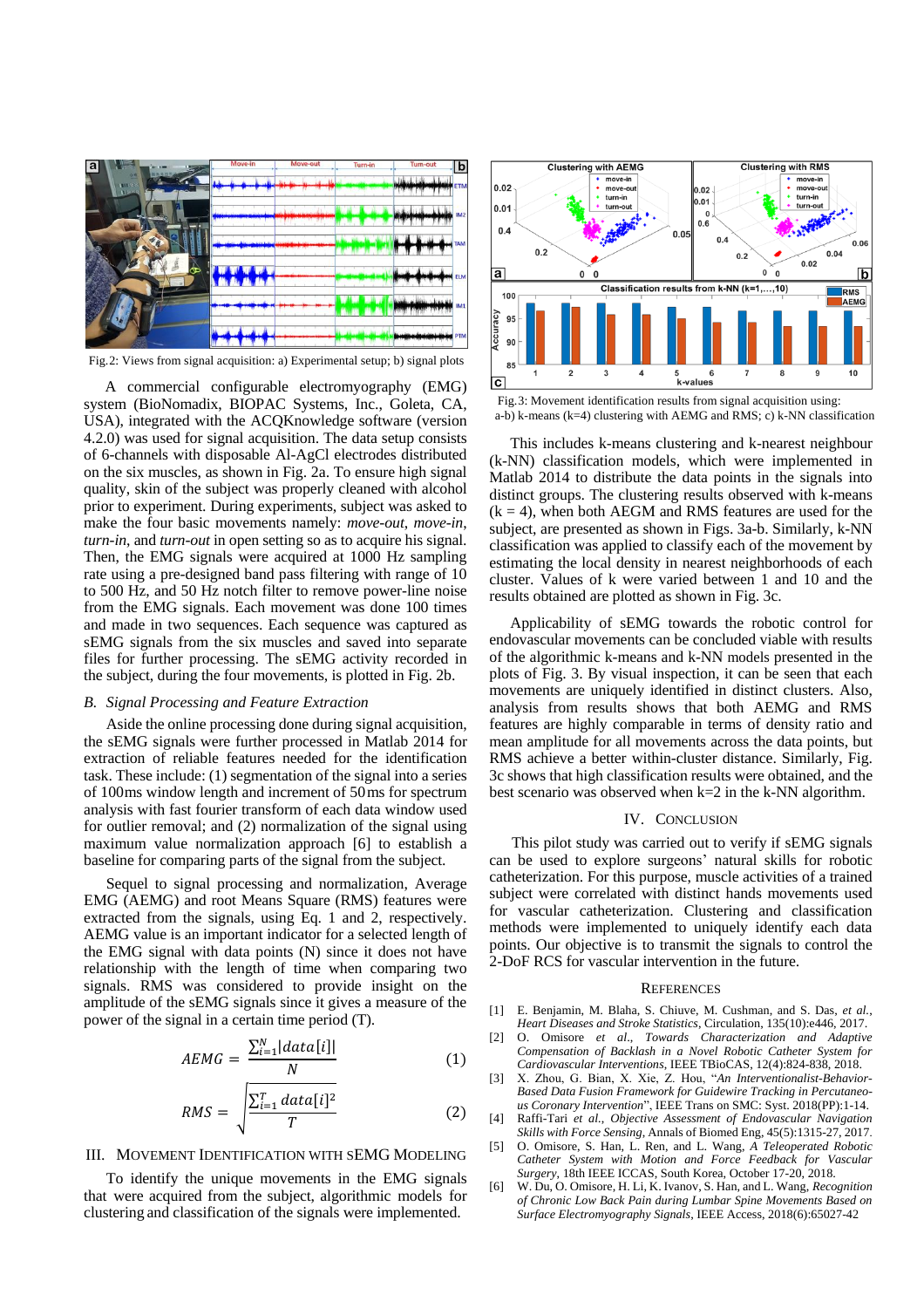Fig.2: Views from signal acquisition: a) Experimental setup; b) signal plots

A commercial configurable electromyography (EMG) system (BioNomadix, BIOPAC Systems, Inc., Goleta, CA, USA), integrated with the ACQKnowledge software (version 4.2.0) was used for signal acquisition. The data setup consists of 6-channels with disposable Al-AgCl electrodes distributed on the six muscles, as shown in Fig. 2a. To ensure high signal quality, skin of the subject was properly cleaned with alcohol prior to experiment. During experiments, subject was asked to make the four basic movements namely: *move-out*, *move-in*, *turn-in*, and *turn-out* in open setting so as to acquire his signal. Then, the EMG signals were acquired at 1000 Hz sampling rate using a pre-designed band pass filtering with range of 10 to 500 Hz, and 50 Hz notch filter to remove power-line noise from the EMG signals. Each movement was done 100 times and made in two sequences. Each sequence was captured as sEMG signals from the six muscles and saved into separate files for further processing. The sEMG activity recorded in the subject, during the four movements, is plotted in Fig. 2b.

### *B. Signal Processing and Feature Extraction*

Aside the online processing done during signal acquisition, the sEMG signals were further processed in Matlab 2014 for extraction of reliable features needed for the identification task. These include: (1) segmentation of the signal into a series of 100ms window length and increment of 50ms for spectrum analysis with fast fourier transform of each data window used for outlier removal; and (2) normalization of the signal using maximum value normalization approach [6] to establish a baseline for comparing parts of the signal from the subject.

Sequel to signal processing and normalization, Average EMG (AEMG) and root Means Square (RMS) features were extracted from the signals, using Eq. 1 and 2, respectively. AEMG value is an important indicator for a selected length of the EMG signal with data points (N) since it does not have relationship with the length of time when comparing two signals. RMS was considered to provide insight on the amplitude of the sEMG signals since it gives a measure of the power of the signal in a certain time period (T).

$$AEMG = \frac{\sum_{i=1}^{N} |data[i]|}{N} \tag{1}$$

$$RMS = \sqrt{\frac{\sum_{i=1}^{T} data[i]^2}{T}} \tag{2}$$

## III. Movement Identification with sEMG Modeling

To identify the unique movements in the EMG signals that were acquired from the subject, algorithmic models for clustering and classification of the signals were implemented.

Fig.3: Movement identification results from signal acquisition using: a-b) k-means (k=4) clustering with AEMG and RMS; c) k-NN classification

This includes k-means clustering and k-nearest neighbour (k-NN) classification models, which were implemented in Matlab 2014 to distribute the data points in the signals into distinct groups. The clustering results observed with k-means (k = 4), when both AEGM and RMS features are used for the subject, are presented as shown in Figs. 3a-b. Similarly, k-NN classification was applied to classify each of the movement by estimating the local density in nearest neighborhoods of each cluster. Values of k were varied between 1 and 10 and the results obtained are plotted as shown in Fig. 3c.

Applicability of sEMG towards the robotic control for endovascular movements can be concluded viable with results of the algorithmic k-means and k-NN models presented in the plots of Fig. 3. By visual inspection, it can be seen that each movements are uniquely identified in distinct clusters. Also, analysis from results shows that both AEMG and RMS features are highly comparable in terms of density ratio and mean amplitude for all movements across the data points, but RMS achieve a better within-cluster distance. Similarly, Fig. 3c shows that high classification results were obtained, and the best scenario was observed when k=2 in the k-NN algorithm.

## IV. Conclusion

This pilot study was carried out to verify if sEMG signals can be used to explore surgeons' natural skills for robotic catheterization. For this purpose, muscle activities of a trained subject were correlated with distinct hands movements used for vascular catheterization. Clustering and classification methods were implemented to uniquely identify each data points. Our objective is to transmit the signals to control the 2-DoF RCS for vascular intervention in the future.

## References

[1] E. Benjamin, M. Blaha, S. Chiuve, M. Cushman, and S. Das, *et al.*, *Heart Diseases and Stroke Statistics*, Circulation, 135(10):e446, 2017.

[2] O. Omisore *et al.*, *Towards Characterization and Adaptive Compensation of Backlash in a Novel Robotic Catheter System for Cardiovascular Interventions*, IEEE TBioCAS, 12(4):824-838, 2018.

[3] X. Zhou, G. Bian, X. Xie, Z. Hou, "*An Interventionalist-Behavior-Based Data Fusion Framework for Guidewire Tracking in Percutaneous Coronary Intervention*", IEEE Trans on SMC: Syst. 2018(PP):1-14.

[4] Raffi-Tari *et al.*, *Objective Assessment of Endovascular Navigation Skills with Force Sensing*, Annals of Biomed Eng, 45(5):1315-27, 2017.

[5] O. Omisore, S. Han, L. Ren, and L. Wang, *A Teleoperated Robotic Catheter System with Motion and Force Feedback for Vascular Surgery*, 18th IEEE ICCAS, South Korea, October 17-20, 2018.

[6] W. Du, O. Omisore, H. Li, K. Ivanov, S. Han, and L. Wang, *Recognition of Chronic Low Back Pain during Lumbar Spine Movements Based on Surface Electromyography Signals*, IEEE Access, 2018(6):65027-42